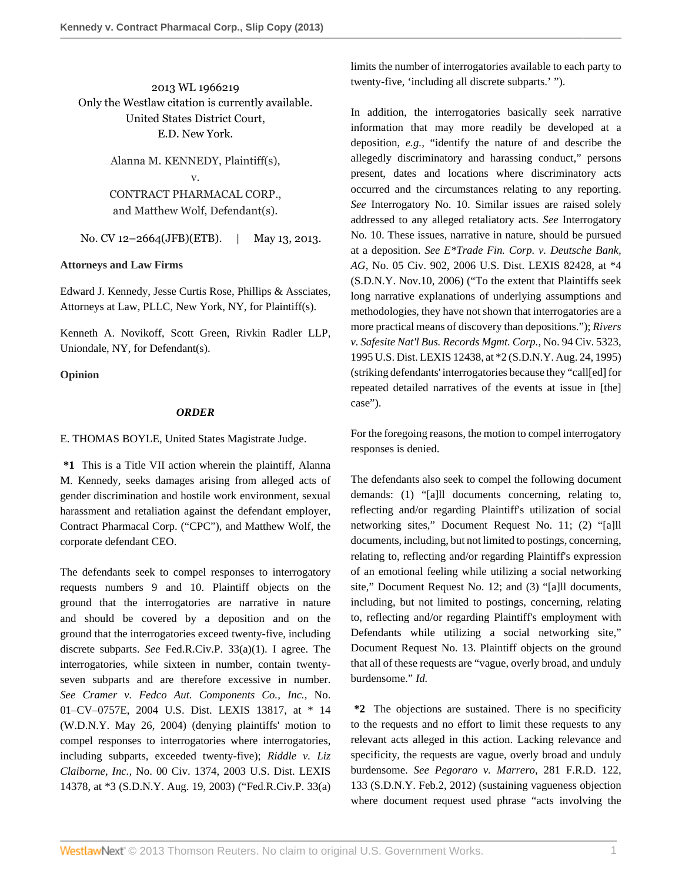2013 WL 1966219
Only the Westlaw citation is currently available.
United States District Court,
E.D. New York.

Alanna M. KENNEDY, Plaintiff(s),
v.
CONTRACT PHARMACAL CORP.,
and Matthew Wolf, Defendant(s).

No. CV 12–2664(JFB)(ETB). | May 13, 2013.

**Attorneys and Law Firms**

Edward J. Kennedy, Jesse Curtis Rose, Phillips & Assciates, Attorneys at Law, PLLC, New York, NY, for Plaintiff(s).

Kenneth A. Novikoff, Scott Green, Rivkin Radler LLP, Uniondale, NY, for Defendant(s).

**Opinion**

***ORDER***

E. THOMAS BOYLE, United States Magistrate Judge.

**\*1** This is a Title VII action wherein the plaintiff, Alanna M. Kennedy, seeks damages arising from alleged acts of gender discrimination and hostile work environment, sexual harassment and retaliation against the defendant employer, Contract Pharmacal Corp. ("CPC"), and Matthew Wolf, the corporate defendant CEO.

The defendants seek to compel responses to interrogatory requests numbers 9 and 10. Plaintiff objects on the ground that the interrogatories are narrative in nature and should be covered by a deposition and on the ground that the interrogatories exceed twenty-five, including discrete subparts. *See* Fed.R.Civ.P. 33(a)(1). I agree. The interrogatories, while sixteen in number, contain twenty-seven subparts and are therefore excessive in number. *See Cramer v. Fedco Aut. Components Co., Inc.,* No. 01–CV–0757E, 2004 U.S. Dist. LEXIS 13817, at * 14 (W.D.N.Y. May 26, 2004) (denying plaintiffs' motion to compel responses to interrogatories where interrogatories, including subparts, exceeded twenty-five); *Riddle v. Liz Claiborne, Inc.,* No. 00 Civ. 1374, 2003 U.S. Dist. LEXIS 14378, at *3 (S.D.N.Y. Aug. 19, 2003) ("Fed.R.Civ.P. 33(a) limits the number of interrogatories available to each party to twenty-five, 'including all discrete subparts.' ").

In addition, the interrogatories basically seek narrative information that may more readily be developed at a deposition, *e.g.,* "identify the nature of and describe the allegedly discriminatory and harassing conduct," persons present, dates and locations where discriminatory acts occurred and the circumstances relating to any reporting. *See* Interrogatory No. 10. Similar issues are raised solely addressed to any alleged retaliatory acts. *See* Interrogatory No. 10. These issues, narrative in nature, should be pursued at a deposition. *See E\*Trade Fin. Corp. v. Deutsche Bank, AG,* No. 05 Civ. 902, 2006 U.S. Dist. LEXIS 82428, at *4 (S.D.N.Y. Nov.10, 2006) ("To the extent that Plaintiffs seek long narrative explanations of underlying assumptions and methodologies, they have not shown that interrogatories are a more practical means of discovery than depositions."); *Rivers v. Safesite Nat'l Bus. Records Mgmt. Corp.,* No. 94 Civ. 5323, 1995 U.S. Dist. LEXIS 12438, at *2 (S.D.N.Y. Aug. 24, 1995) (striking defendants' interrogatories because they "call[ed] for repeated detailed narratives of the events at issue in [the] case").

For the foregoing reasons, the motion to compel interrogatory responses is denied.

The defendants also seek to compel the following document demands: (1) "[a]ll documents concerning, relating to, reflecting and/or regarding Plaintiff's utilization of social networking sites," Document Request No. 11; (2) "[a]ll documents, including, but not limited to postings, concerning, relating to, reflecting and/or regarding Plaintiff's expression of an emotional feeling while utilizing a social networking site," Document Request No. 12; and (3) "[a]ll documents, including, but not limited to postings, concerning, relating to, reflecting and/or regarding Plaintiff's employment with Defendants while utilizing a social networking site," Document Request No. 13. Plaintiff objects on the ground that all of these requests are "vague, overly broad, and unduly burdensome." *Id.*

**\*2** The objections are sustained. There is no specificity to the requests and no effort to limit these requests to any relevant acts alleged in this action. Lacking relevance and specificity, the requests are vague, overly broad and unduly burdensome. *See Pegoraro v. Marrero,* 281 F.R.D. 122, 133 (S.D.N.Y. Feb.2, 2012) (sustaining vagueness objection where document request used phrase "acts involving the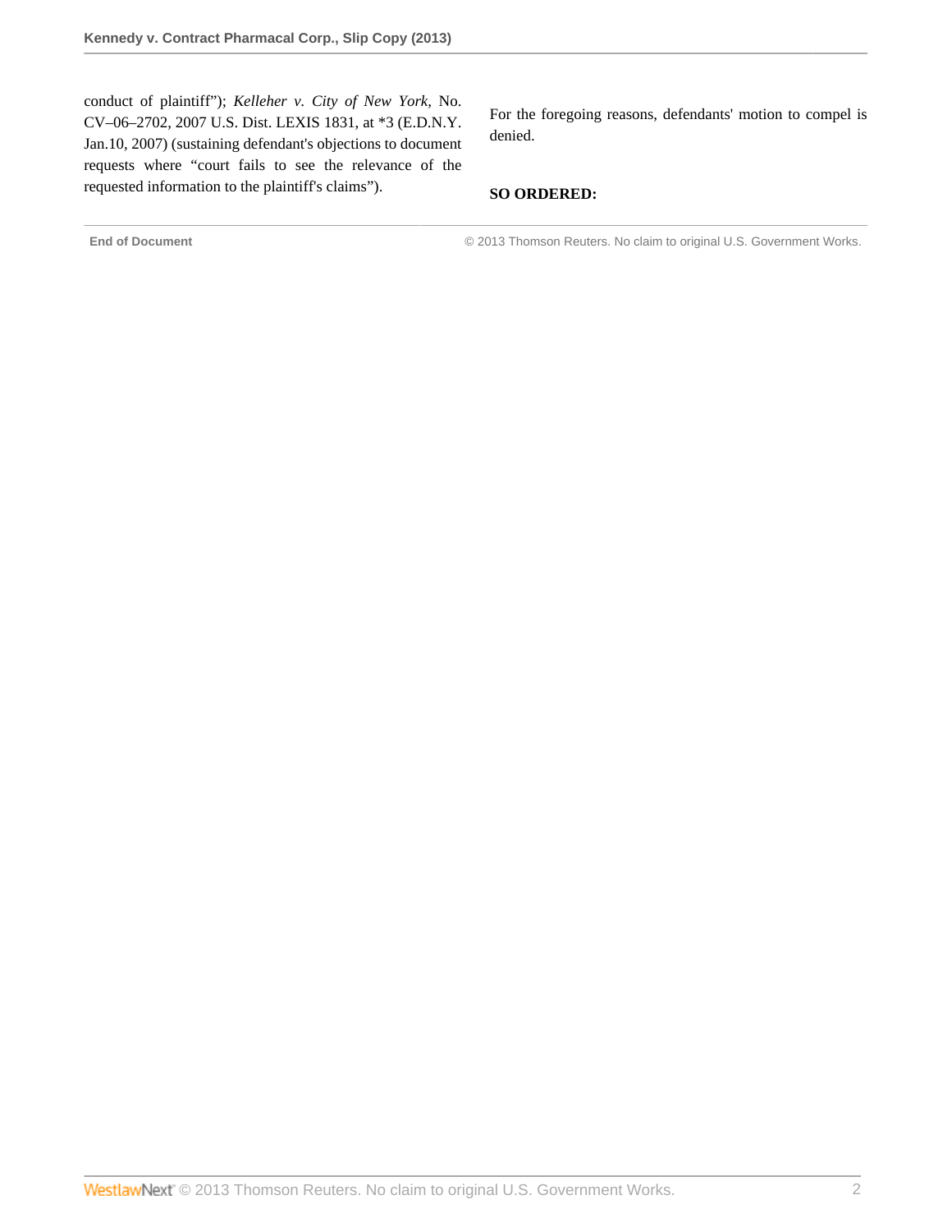conduct of plaintiff"); *Kelleher v. City of New York,* No. CV–06–2702, 2007 U.S. Dist. LEXIS 1831, at *3 (E.D.N.Y. Jan.10, 2007) (sustaining defendant's objections to document requests where "court fails to see the relevance of the requested information to the plaintiff's claims").

For the foregoing reasons, defendants' motion to compel is denied.

**SO ORDERED:**

**End of Document** © 2013 Thomson Reuters. No claim to original U.S. Government Works.